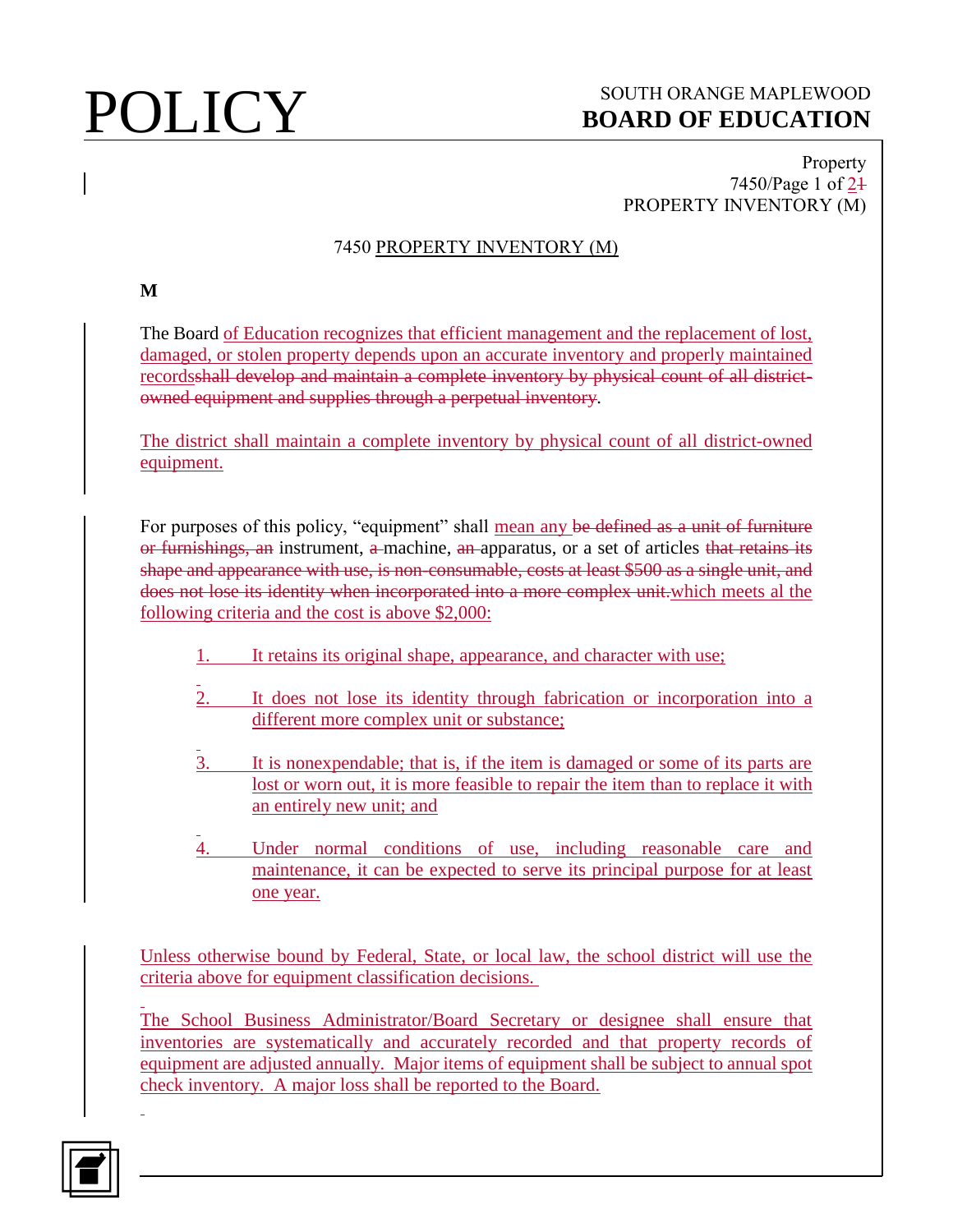## 7450 PROPERTY INVENTORY (M)

**M**

The Board of Education recognizes that efficient management and the replacement of lost, damaged, or stolen property depends upon an accurate inventory and properly maintained records~~shall develop and maintain a complete inventory by physical count of all district-owned equipment and supplies through a perpetual inventory~~.

The district shall maintain a complete inventory by physical count of all district-owned equipment.

For purposes of this policy, "equipment" shall mean any ~~be defined as a unit of furniture or furnishings, an~~ instrument, ~~a~~ machine, ~~an~~ apparatus, or a set of articles ~~that retains its shape and appearance with use, is non-consumable, costs at least $500 as a single unit, and does not lose its identity when incorporated into a more complex unit.~~which meets al the following criteria and the cost is above $2,000:

1. It retains its original shape, appearance, and character with use;

2. It does not lose its identity through fabrication or incorporation into a different more complex unit or substance;

3. It is nonexpendable; that is, if the item is damaged or some of its parts are lost or worn out, it is more feasible to repair the item than to replace it with an entirely new unit; and

4. Under normal conditions of use, including reasonable care and maintenance, it can be expected to serve its principal purpose for at least one year.

Unless otherwise bound by Federal, State, or local law, the school district will use the criteria above for equipment classification decisions.

The School Business Administrator/Board Secretary or designee shall ensure that inventories are systematically and accurately recorded and that property records of equipment are adjusted annually. Major items of equipment shall be subject to annual spot check inventory. A major loss shall be reported to the Board.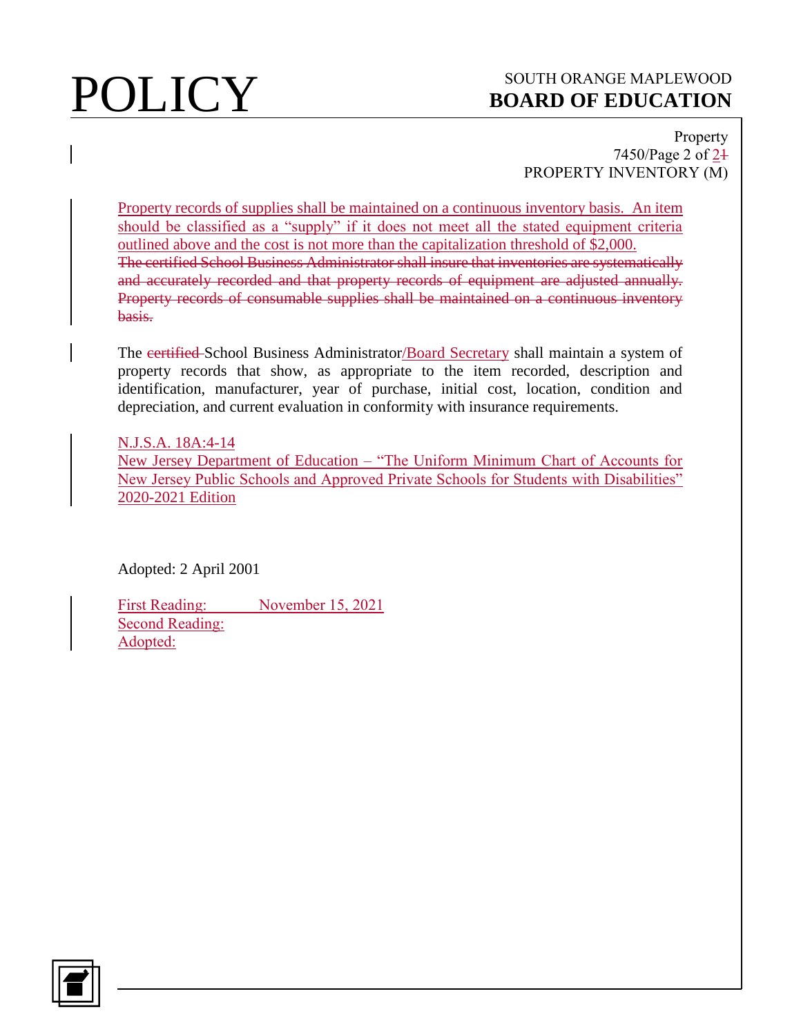Property records of supplies shall be maintained on a continuous inventory basis. An item should be classified as a "supply" if it does not meet all the stated equipment criteria outlined above and the cost is not more than the capitalization threshold of $2,000.
~~The certified School Business Administrator shall insure that inventories are systematically and accurately recorded and that property records of equipment are adjusted annually. Property records of consumable supplies shall be maintained on a continuous inventory basis.~~

The ~~certified~~ School Business Administrator/Board Secretary shall maintain a system of property records that show, as appropriate to the item recorded, description and identification, manufacturer, year of purchase, initial cost, location, condition and depreciation, and current evaluation in conformity with insurance requirements.

N.J.S.A. 18A:4-14
New Jersey Department of Education – "The Uniform Minimum Chart of Accounts for New Jersey Public Schools and Approved Private Schools for Students with Disabilities" 2020-2021 Edition

Adopted: 2 April 2001

First Reading: November 15, 2021
Second Reading:
Adopted: